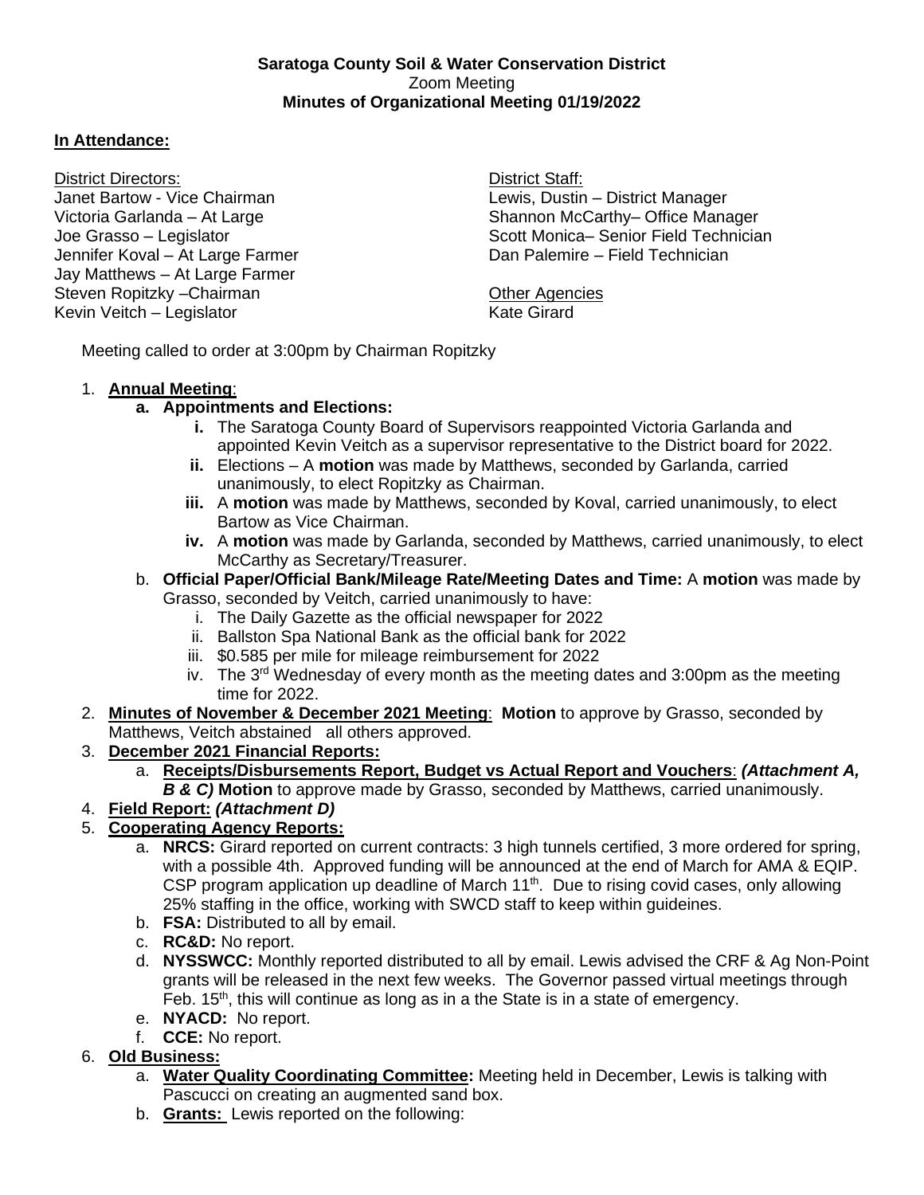**Saratoga County Soil & Water Conservation District**
Zoom Meeting
**Minutes of Organizational Meeting 01/19/2022**

**In Attendance:**

District Directors:
Janet Bartow - Vice Chairman
Victoria Garlanda – At Large
Joe Grasso – Legislator
Jennifer Koval – At Large Farmer
Jay Matthews – At Large Farmer
Steven Ropitzky –Chairman
Kevin Veitch – Legislator

District Staff:
Lewis, Dustin – District Manager
Shannon McCarthy– Office Manager
Scott Monica– Senior Field Technician
Dan Palemire – Field Technician

Other Agencies
Kate Girard

Meeting called to order at 3:00pm by Chairman Ropitzky

1. **Annual Meeting**:
   - **a. Appointments and Elections:**
     - **i.** The Saratoga County Board of Supervisors reappointed Victoria Garlanda and appointed Kevin Veitch as a supervisor representative to the District board for 2022.
     - **ii.** Elections – A **motion** was made by Matthews, seconded by Garlanda, carried unanimously, to elect Ropitzky as Chairman.
     - **iii.** A **motion** was made by Matthews, seconded by Koval, carried unanimously, to elect Bartow as Vice Chairman.
     - **iv.** A **motion** was made by Garlanda, seconded by Matthews, carried unanimously, to elect McCarthy as Secretary/Treasurer.
   - b. **Official Paper/Official Bank/Mileage Rate/Meeting Dates and Time:** A **motion** was made by Grasso, seconded by Veitch, carried unanimously to have:
     - i. The Daily Gazette as the official newspaper for 2022
     - ii. Ballston Spa National Bank as the official bank for 2022
     - iii. $0.585 per mile for mileage reimbursement for 2022
     - iv. The 3rd Wednesday of every month as the meeting dates and 3:00pm as the meeting time for 2022.
2. **Minutes of November & December 2021 Meeting**: **Motion** to approve by Grasso, seconded by Matthews, Veitch abstained all others approved.
3. **December 2021 Financial Reports:**
   - a. **Receipts/Disbursements Report, Budget vs Actual Report and Vouchers**: ***(Attachment A, B & C)*** **Motion** to approve made by Grasso, seconded by Matthews, carried unanimously.
4. **Field Report:** ***(Attachment D)***
5. **Cooperating Agency Reports:**
   - a. **NRCS:** Girard reported on current contracts: 3 high tunnels certified, 3 more ordered for spring, with a possible 4th. Approved funding will be announced at the end of March for AMA & EQIP. CSP program application up deadline of March 11th. Due to rising covid cases, only allowing 25% staffing in the office, working with SWCD staff to keep within guideines.
   - b. **FSA:** Distributed to all by email.
   - c. **RC&D:** No report.
   - d. **NYSSWCC:** Monthly reported distributed to all by email. Lewis advised the CRF & Ag Non-Point grants will be released in the next few weeks. The Governor passed virtual meetings through Feb. 15th, this will continue as long as in a the State is in a state of emergency.
   - e. **NYACD:** No report.
   - f. **CCE:** No report.
6. **Old Business:**
   - a. **Water Quality Coordinating Committee:** Meeting held in December, Lewis is talking with Pascucci on creating an augmented sand box.
   - b. **Grants:** Lewis reported on the following: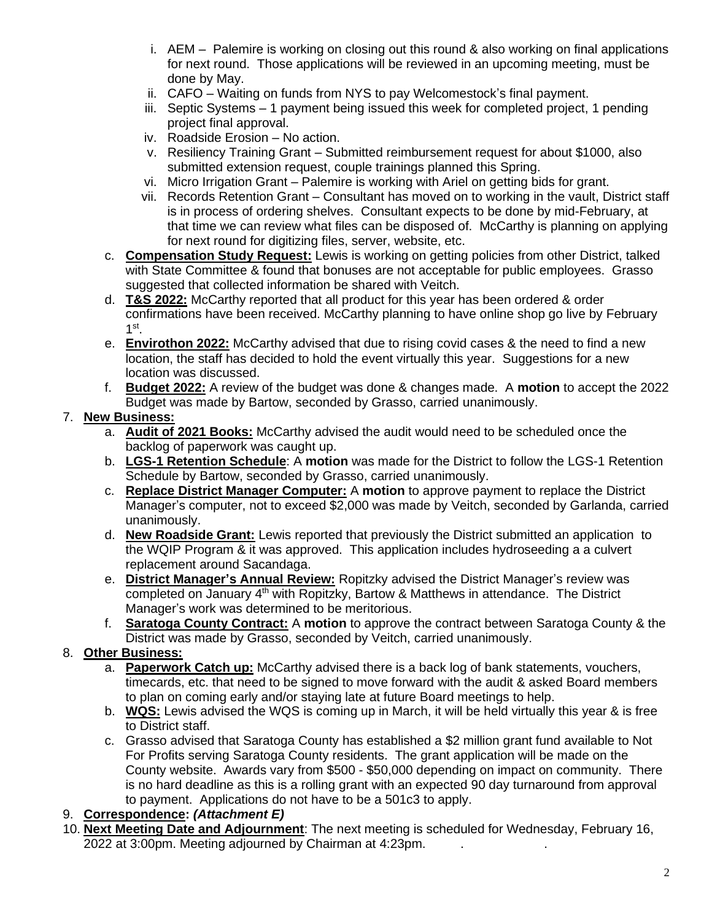i. AEM – Palemire is working on closing out this round & also working on final applications for next round. Those applications will be reviewed in an upcoming meeting, must be done by May.
ii. CAFO – Waiting on funds from NYS to pay Welcomestock's final payment.
iii. Septic Systems – 1 payment being issued this week for completed project, 1 pending project final approval.
iv. Roadside Erosion – No action.
v. Resiliency Training Grant – Submitted reimbursement request for about $1000, also submitted extension request, couple trainings planned this Spring.
vi. Micro Irrigation Grant – Palemire is working with Ariel on getting bids for grant.
vii. Records Retention Grant – Consultant has moved on to working in the vault, District staff is in process of ordering shelves. Consultant expects to be done by mid-February, at that time we can review what files can be disposed of. McCarthy is planning on applying for next round for digitizing files, server, website, etc.

c. **Compensation Study Request:** Lewis is working on getting policies from other District, talked with State Committee & found that bonuses are not acceptable for public employees. Grasso suggested that collected information be shared with Veitch.
d. **T&S 2022:** McCarthy reported that all product for this year has been ordered & order confirmations have been received. McCarthy planning to have online shop go live by February 1st.
e. **Envirothon 2022:** McCarthy advised that due to rising covid cases & the need to find a new location, the staff has decided to hold the event virtually this year. Suggestions for a new location was discussed.
f. **Budget 2022:** A review of the budget was done & changes made. A **motion** to accept the 2022 Budget was made by Bartow, seconded by Grasso, carried unanimously.

7. **New Business:**
   a. **Audit of 2021 Books:** McCarthy advised the audit would need to be scheduled once the backlog of paperwork was caught up.
   b. **LGS-1 Retention Schedule**: A **motion** was made for the District to follow the LGS-1 Retention Schedule by Bartow, seconded by Grasso, carried unanimously.
   c. **Replace District Manager Computer:** A **motion** to approve payment to replace the District Manager's computer, not to exceed $2,000 was made by Veitch, seconded by Garlanda, carried unanimously.
   d. **New Roadside Grant:** Lewis reported that previously the District submitted an application to the WQIP Program & it was approved. This application includes hydroseeding a a culvert replacement around Sacandaga.
   e. **District Manager's Annual Review:** Ropitzky advised the District Manager's review was completed on January 4th with Ropitzky, Bartow & Matthews in attendance. The District Manager's work was determined to be meritorious.
   f. **Saratoga County Contract:** A **motion** to approve the contract between Saratoga County & the District was made by Grasso, seconded by Veitch, carried unanimously.

8. **Other Business:**
   a. **Paperwork Catch up:** McCarthy advised there is a back log of bank statements, vouchers, timecards, etc. that need to be signed to move forward with the audit & asked Board members to plan on coming early and/or staying late at future Board meetings to help.
   b. **WQS:** Lewis advised the WQS is coming up in March, it will be held virtually this year & is free to District staff.
   c. Grasso advised that Saratoga County has established a $2 million grant fund available to Not For Profits serving Saratoga County residents. The grant application will be made on the County website. Awards vary from $500 - $50,000 depending on impact on community. There is no hard deadline as this is a rolling grant with an expected 90 day turnaround from approval to payment. Applications do not have to be a 501c3 to apply.

9. **Correspondence:** ***(Attachment E)***
10. **Next Meeting Date and Adjournment**: The next meeting is scheduled for Wednesday, February 16, 2022 at 3:00pm. Meeting adjourned by Chairman at 4:23pm.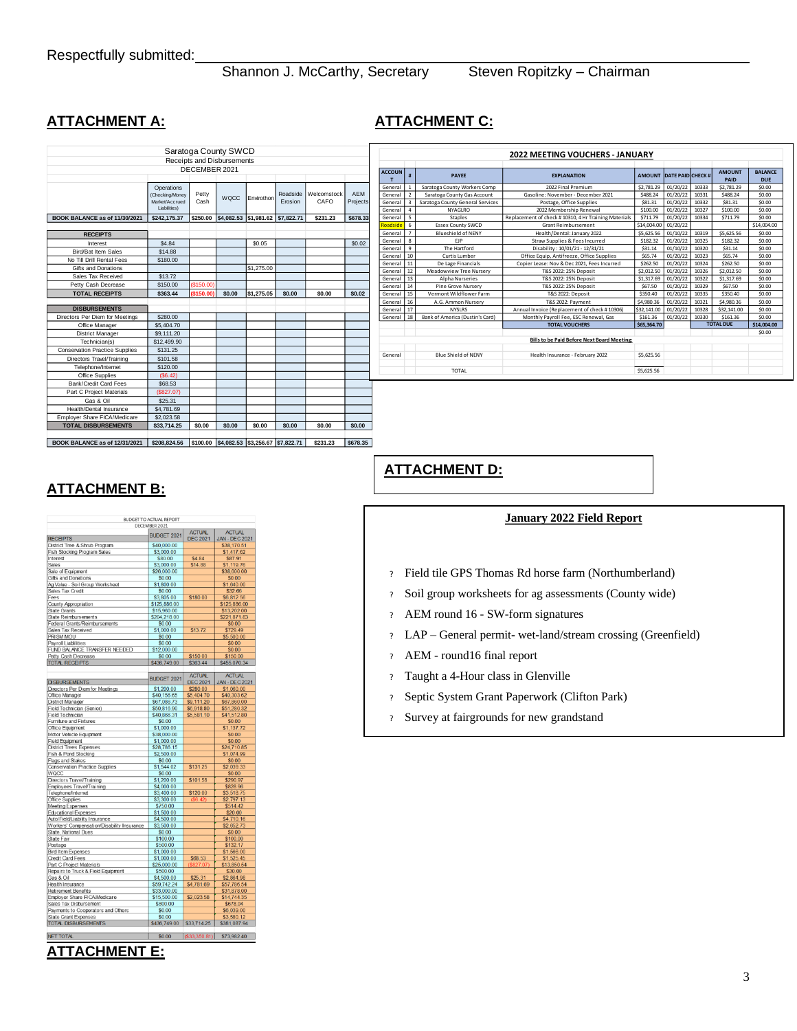Respectfully submitted:

Shannon J. McCarthy, Secretary Steven Ropitzky – Chairman

## ATTACHMENT A:

Saratoga County SWCD
Receipts and Disbursements
DECEMBER 2021

| | Operations (Checking/Money Market/Accrued Liabilities) | Petty Cash | WQCC | Envirothon | Roadside Erosion | Welcomstock CAFO | AEM Projects |
|---|---|---|---|---|---|---|---|
| BOOK BALANCE as of 11/30/2021 | $242,175.37 | $250.00 | $4,082.53 | $1,981.62 | $7,822.71 | $231.23 | $678.33 |
| **RECEIPTS** | | | | | | | |
| Interest | $4.84 | | | $0.05 | | | $0.02 |
| Bird/Bat Item Sales | $14.88 | | | | | | |
| No Till Drill Rental Fees | $180.00 | | | | | | |
| Gifts and Donations | | | | $1,275.00 | | | |
| Sales Tax Received | $13.72 | | | | | | |
| Petty Cash Decrease | $150.00 | ($150.00) | | | | | |
| **TOTAL RECEIPTS** | $363.44 | ($150.00) | $0.00 | $1,275.05 | $0.00 | $0.00 | $0.02 |
| **DISBURSEMENTS** | | | | | | | |
| Directors Per Diem for Meetings | $280.00 | | | | | | |
| Office Manager | $5,404.70 | | | | | | |
| District Manager | $9,111.20 | | | | | | |
| Technician(s) | $12,499.90 | | | | | | |
| Conservation Practice Supplies | $131.25 | | | | | | |
| Directors Travel/Training | $101.58 | | | | | | |
| Telephone/Internet | $120.00 | | | | | | |
| Office Supplies | ($6.42) | | | | | | |
| Bank/Credit Card Fees | $68.53 | | | | | | |
| Part C Project Materials | ($827.07) | | | | | | |
| Gas & Oil | $25.31 | | | | | | |
| Health/Dental Insurance | $4,781.69 | | | | | | |
| Employer Share FICA/Medicare | $2,023.58 | | | | | | |
| **TOTAL DISBURSEMENTS** | $33,714.25 | $0.00 | $0.00 | $0.00 | $0.00 | $0.00 | $0.00 |
| BOOK BALANCE as of 12/31/2021 | $208,824.56 | $100.00 | $4,082.53 | $3,256.67 | $7,822.71 | $231.23 | $678.35 |

## ATTACHMENT B:

BUDGET TO ACTUAL REPORT
DECEMBER 2021

| RECEIPTS | BUDGET 2021 | ACTUAL DEC 2021 | ACTUAL JAN - DEC 2021 |
|---|---|---|---|
| District Tree & Shrub Program | $40,000.00 | | $38,170.51 |
| Fish Stocking Program Sales | $3,000.00 | | $1,417.62 |
| Interest | $80.00 | $4.84 | $87.91 |
| Sales | $3,000.00 | $14.88 | $1,119.76 |
| Sale of Equipment | $26,000.00 | | $38,000.00 |
| Gifts and Donations | $0.00 | | $0.00 |
| Ag Value - Soil Group Worksheet | $1,800.00 | | $1,640.00 |
| Sales Tax Credit | $0.00 | | $32.66 |
| Fees | $3,805.00 | $180.00 | $6,812.56 |
| County Appropriation | $125,886.00 | | $125,886.00 |
| State Grants | $15,960.00 | | $13,202.00 |
| State Reimbursements | $204,218.00 | | $221,871.83 |
| Federal Grants/Reimbursements | $0.00 | | $0.00 |
| Sales Tax Received | $1,000.00 | $13.72 | $729.49 |
| PRISM MOU | $0.00 | | $5,500.00 |
| Payroll Liabilities | $0.00 | | $0.00 |
| FUND BALANCE TRANSFER NEEDED | $12,000.00 | | $0.00 |
| Petty Cash Decrease | $0.00 | $150.00 | $150.00 |
| TOTAL RECEIPTS | $436,749.00 | $363.44 | $455,070.34 |

| DISBURSEMENTS | BUDGET 2021 | ACTUAL DEC 2021 | ACTUAL JAN - DEC 2021 |
|---|---|---|---|
| Directors Per Diem for Meetings | $1,200.00 | $280.00 | $1,060.00 |
| Office Manager | $40,156.65 | $5,404.70 | $40,303.62 |
| District Manager | $67,086.73 | $9,111.20 | $67,860.00 |
| Field Technician (Senior) | $50,816.90 | $6,918.80 | $51,280.32 |
| Field Technician | $40,866.31 | $5,581.10 | $41,512.80 |
| Furniture and Fixtures | $0.00 | | $0.00 |
| Office Equipment | $1,000.00 | | $1,137.72 |
| Motor Vehicle Equipment | $38,000.00 | | $0.00 |
| Field Equipment | $1,000.00 | | $0.00 |
| District Trees Expenses | $28,786.15 | | $24,710.85 |
| Fish & Pond Stocking | $2,500.00 | | $1,074.99 |
| Flags and Stakes | $0.00 | | $0.00 |
| Conservation Practice Supplies | $1,544.02 | $131.25 | $2,039.33 |
| WQCC | $0.00 | | $0.00 |
| Directors Travel/Training | $1,200.00 | $101.58 | $290.97 |
| Employees Travel/Training | $4,000.00 | | $828.96 |
| Telephone/Internet | $3,400.00 | $120.00 | $3,518.75 |
| Office Supplies | $3,300.00 | ($6.42) | $2,797.13 |
| Meeting Expenses | $750.00 | | $514.42 |
| Educational Expenses | $1,500.00 | | $20.00 |
| Auto/Field/Liability Insurance | $4,500.00 | | $4,710.16 |
| Workers' Compensation/Disability Insurance | $3,500.00 | | $2,852.73 |
| State, National Dues | $0.00 | | $0.00 |
| State Fair | $100.00 | | $100.00 |
| Postage | $500.00 | | $132.17 |
| Bird Item Expenses | $1,000.00 | | $1,566.00 |
| Credit Card Fees | $1,000.00 | $68.53 | $1,525.45 |
| Part C Project Materials | $25,000.00 | ($827.07) | $13,850.54 |
| Repairs to Truck & Field Equipment | $500.00 | | $30.00 |
| Gas & Oil | $4,500.00 | $25.31 | $2,864.98 |
| Health Insurance | $59,742.24 | $4,781.69 | $57,786.54 |
| Retirement Benefits | $33,000.00 | | $31,878.00 |
| Employer Share FICA/Medicare | $15,500.00 | $2,023.58 | $14,744.35 |
| Sales Tax Disbursement | $800.00 | | $678.04 |
| Payments to Cooperators and Others | $0.00 | | $6,039.00 |
| State Grant Expenses | $0.00 | | $3,580.12 |
| TOTAL DISBURSEMENTS | $436,749.00 | $33,714.25 | $381,087.94 |
| NET TOTAL | $0.00 | ($33,350.81) | $73,982.40 |

## ATTACHMENT C:

**2022 MEETING VOUCHERS - JANUARY**

| ACCOUNT | # | PAYEE | EXPLANATION | AMOUNT | DATE PAID | CHECK # | AMOUNT PAID | BALANCE DUE |
|---|---|---|---|---|---|---|---|---|
| General | 1 | Saratoga County Workers Comp | 2022 Final Premium | $2,781.29 | 01/20/22 | 10333 | $2,781.29 | $0.00 |
| General | 2 | Saratoga County Gas Account | Gasoline: November - December 2021 | $488.24 | 01/20/22 | 10331 | $488.24 | $0.00 |
| General | 3 | Saratoga County General Services | Postage, Office Supplies | $81.31 | 01/20/22 | 10332 | $81.31 | $0.00 |
| General | 4 | NYAGLRO | 2022 Membership Renewal | $100.00 | 01/20/22 | 10327 | $100.00 | $0.00 |
| General | 5 | Staples | Replacement of check # 10310, 4 Hr Training Materials | $711.79 | 01/20/22 | 10334 | $711.79 | $0.00 |
| Roadside | 6 | Essex County SWCD | Grant Reimbursement | $14,004.00 | 01/20/22 | | | $14,004.00 |
| General | 7 | Blueshield of NENY | Health/Dental: January 2022 | $5,625.56 | 01/10/22 | 10319 | $5,625.56 | $0.00 |
| General | 8 | EJP | Straw Supplies & Fees Incurred | $182.32 | 01/20/22 | 10325 | $182.32 | $0.00 |
| General | 9 | The Hartford | Disability : 10/01/21 - 12/31/21 | $31.14 | 01/10/22 | 10320 | $31.14 | $0.00 |
| General | 10 | Curtis Lumber | Office Equip, Antifreeze, Office Supplies | $65.74 | 01/20/22 | 10323 | $65.74 | $0.00 |
| General | 11 | De Lage Financials | Copier Lease: Nov & Dec 2021, Fees Incurred | $262.50 | 01/20/22 | 10324 | $262.50 | $0.00 |
| General | 12 | Meadowview Tree Nursery | T&S 2022: 25% Deposit | $2,012.50 | 01/20/22 | 10326 | $2,012.50 | $0.00 |
| General | 13 | Alpha Nurseries | T&S 2022: 25% Deposit | $1,317.69 | 01/20/22 | 10322 | $1,317.69 | $0.00 |
| General | 14 | Pine Grove Nursery | T&S 2022: 25% Deposit | $67.50 | 01/20/22 | 10329 | $67.50 | $0.00 |
| General | 15 | Vermont Wildflower Farm | T&S 2022: Deposit | $350.40 | 01/20/22 | 10335 | $350.40 | $0.00 |
| General | 16 | A.G. Ammon Nursery | T&S 2022: Payment | $4,980.36 | 01/20/22 | 10321 | $4,980.36 | $0.00 |
| General | 17 | NYSLRS | Annual Invoice (Replacement of check # 10306) | $32,141.00 | 01/20/22 | 10328 | $32,141.00 | $0.00 |
| General | 18 | Bank of America (Dustin's Card) | Monthly Payroll Fee, ESC Renewal, Gas | $161.36 | 01/20/22 | 10330 | $161.36 | $0.00 |
| | | | **TOTAL VOUCHERS** | $65,364.70 | | | **TOTAL DUE** | $14,004.00 |
| | | | | | | | | $0.00 |
| | | | **Bills to be Paid Before Next Board Meeting:** | | | | | |
| General | | Blue Shield of NENY | Health Insurance - February 2022 | $5,625.56 | | | | |
| | | TOTAL | | $5,625.56 | | | | |

## ATTACHMENT D:

**January 2022 Field Report**

- Field tile GPS Thomas Rd horse farm (Northumberland)
- Soil group worksheets for ag assessments (County wide)
- AEM round 16 - SW-form signatures
- LAP – General permit- wet-land/stream crossing (Greenfield)
- AEM - round16 final report
- Taught a 4-Hour class in Glenville
- Septic System Grant Paperwork (Clifton Park)
- Survey at fairgrounds for new grandstand

## ATTACHMENT E: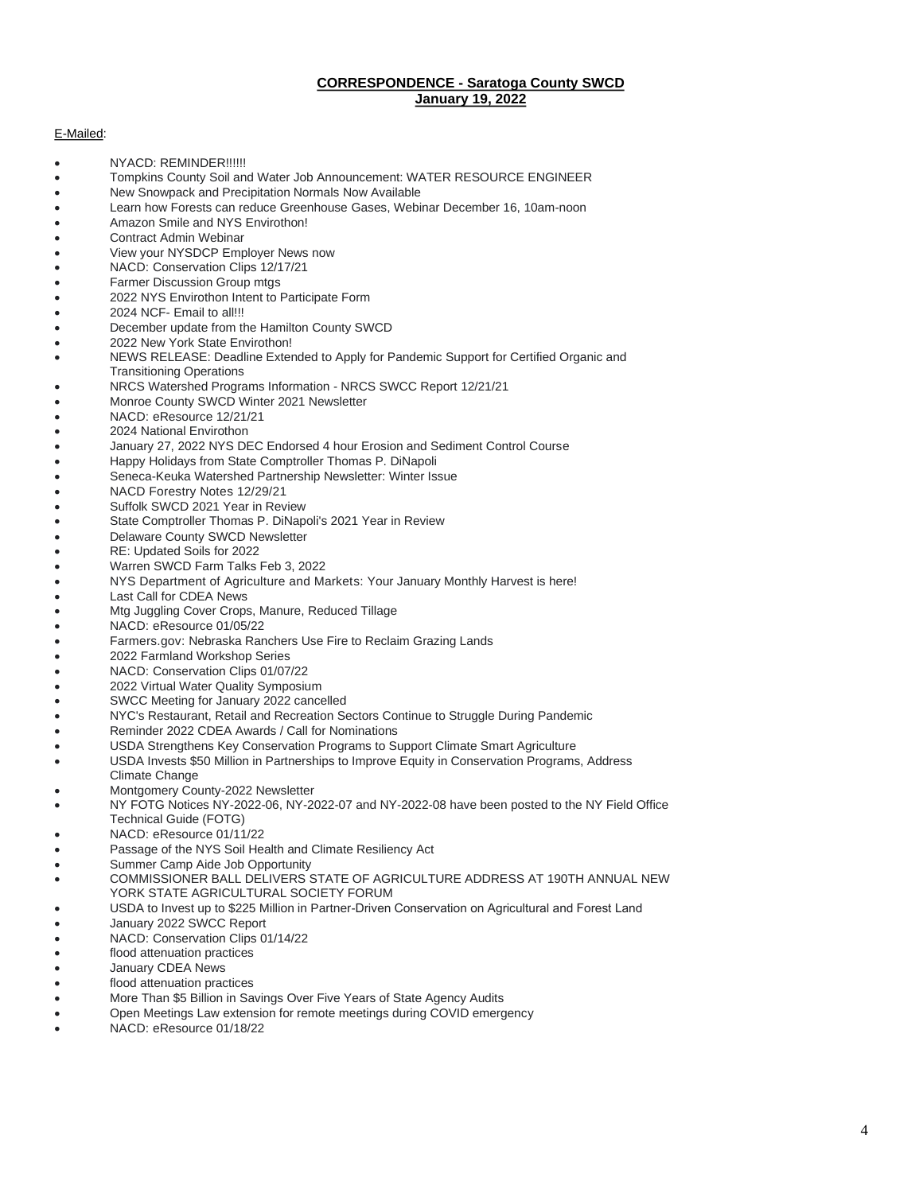## CORRESPONDENCE - Saratoga County SWCD
## January 19, 2022

E-Mailed:

- NYACD: REMINDER!!!!!!
- Tompkins County Soil and Water Job Announcement: WATER RESOURCE ENGINEER
- New Snowpack and Precipitation Normals Now Available
- Learn how Forests can reduce Greenhouse Gases, Webinar December 16, 10am-noon
- Amazon Smile and NYS Envirothon!
- Contract Admin Webinar
- View your NYSDCP Employer News now
- NACD: Conservation Clips 12/17/21
- Farmer Discussion Group mtgs
- 2022 NYS Envirothon Intent to Participate Form
- 2024 NCF- Email to all!!!
- December update from the Hamilton County SWCD
- 2022 New York State Envirothon!
- NEWS RELEASE: Deadline Extended to Apply for Pandemic Support for Certified Organic and Transitioning Operations
- NRCS Watershed Programs Information - NRCS SWCC Report 12/21/21
- Monroe County SWCD Winter 2021 Newsletter
- NACD: eResource 12/21/21
- 2024 National Envirothon
- January 27, 2022 NYS DEC Endorsed 4 hour Erosion and Sediment Control Course
- Happy Holidays from State Comptroller Thomas P. DiNapoli
- Seneca-Keuka Watershed Partnership Newsletter: Winter Issue
- NACD Forestry Notes 12/29/21
- Suffolk SWCD 2021 Year in Review
- State Comptroller Thomas P. DiNapoli's 2021 Year in Review
- Delaware County SWCD Newsletter
- RE: Updated Soils for 2022
- Warren SWCD Farm Talks Feb 3, 2022
- NYS Department of Agriculture and Markets: Your January Monthly Harvest is here!
- Last Call for CDEA News
- Mtg Juggling Cover Crops, Manure, Reduced Tillage
- NACD: eResource 01/05/22
- Farmers.gov: Nebraska Ranchers Use Fire to Reclaim Grazing Lands
- 2022 Farmland Workshop Series
- NACD: Conservation Clips 01/07/22
- 2022 Virtual Water Quality Symposium
- SWCC Meeting for January 2022 cancelled
- NYC's Restaurant, Retail and Recreation Sectors Continue to Struggle During Pandemic
- Reminder 2022 CDEA Awards / Call for Nominations
- USDA Strengthens Key Conservation Programs to Support Climate Smart Agriculture
- USDA Invests $50 Million in Partnerships to Improve Equity in Conservation Programs, Address Climate Change
- Montgomery County-2022 Newsletter
- NY FOTG Notices NY-2022-06, NY-2022-07 and NY-2022-08 have been posted to the NY Field Office Technical Guide (FOTG)
- NACD: eResource 01/11/22
- Passage of the NYS Soil Health and Climate Resiliency Act
- Summer Camp Aide Job Opportunity
- COMMISSIONER BALL DELIVERS STATE OF AGRICULTURE ADDRESS AT 190TH ANNUAL NEW YORK STATE AGRICULTURAL SOCIETY FORUM
- USDA to Invest up to $225 Million in Partner-Driven Conservation on Agricultural and Forest Land
- January 2022 SWCC Report
- NACD: Conservation Clips 01/14/22
- flood attenuation practices
- January CDEA News
- flood attenuation practices
- More Than $5 Billion in Savings Over Five Years of State Agency Audits
- Open Meetings Law extension for remote meetings during COVID emergency
- NACD: eResource 01/18/22